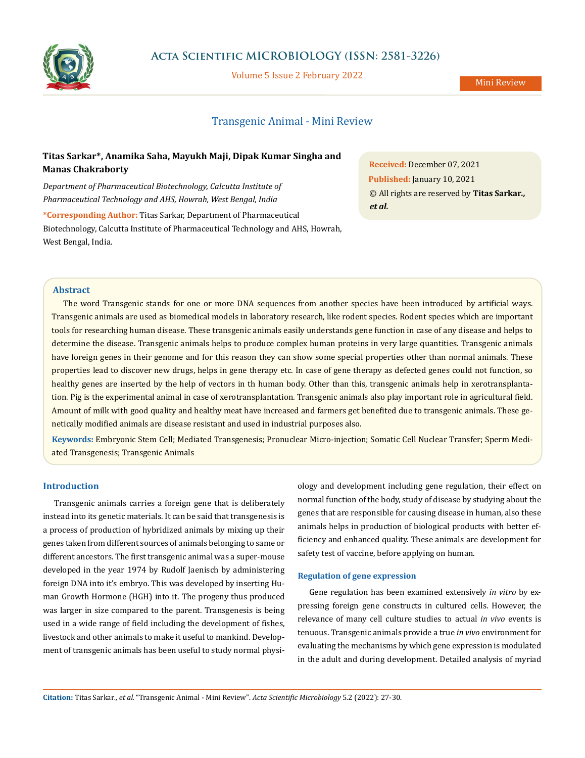# Transgenic Animal - Mini Review

Mini Review

**Titas Sarkar\*, Anamika Saha, Mayukh Maji, Dipak Kumar Singha and Manas Chakraborty**

*Department of Pharmaceutical Biotechnology, Calcutta Institute of Pharmaceutical Technology and AHS, Howrah, West Bengal, India*

**\*Corresponding Author:** Titas Sarkar, Department of Pharmaceutical Biotechnology, Calcutta Institute of Pharmaceutical Technology and AHS, Howrah, West Bengal, India.

**Received:** December 07, 2021
**Published:** January 10, 2021
© All rights are reserved by **Titas Sarkar., *et al.***

## Abstract

The word Transgenic stands for one or more DNA sequences from another species have been introduced by artificial ways. Transgenic animals are used as biomedical models in laboratory research, like rodent species. Rodent species which are important tools for researching human disease. These transgenic animals easily understands gene function in case of any disease and helps to determine the disease. Transgenic animals helps to produce complex human proteins in very large quantities. Transgenic animals have foreign genes in their genome and for this reason they can show some special properties other than normal animals. These properties lead to discover new drugs, helps in gene therapy etc. In case of gene therapy as defected genes could not function, so healthy genes are inserted by the help of vectors in th human body. Other than this, transgenic animals help in xerotransplantation. Pig is the experimental animal in case of xerotransplantation. Transgenic animals also play important role in agricultural field. Amount of milk with good quality and healthy meat have increased and farmers get benefited due to transgenic animals. These genetically modified animals are disease resistant and used in industrial purposes also.

**Keywords:** Embryonic Stem Cell; Mediated Transgenesis; Pronuclear Micro-injection; Somatic Cell Nuclear Transfer; Sperm Mediated Transgenesis; Transgenic Animals

## Introduction

Transgenic animals carries a foreign gene that is deliberately instead into its genetic materials. It can be said that transgenesis is a process of production of hybridized animals by mixing up their genes taken from different sources of animals belonging to same or different ancestors. The first transgenic animal was a super-mouse developed in the year 1974 by Rudolf Jaenisch by administering foreign DNA into it's embryo. This was developed by inserting Human Growth Hormone (HGH) into it. The progeny thus produced was larger in size compared to the parent. Transgenesis is being used in a wide range of field including the development of fishes, livestock and other animals to make it useful to mankind. Development of transgenic animals has been useful to study normal physiology and development including gene regulation, their effect on normal function of the body, study of disease by studying about the genes that are responsible for causing disease in human, also these animals helps in production of biological products with better efficiency and enhanced quality. These animals are development for safety test of vaccine, before applying on human.

### Regulation of gene expression

Gene regulation has been examined extensively *in vitro* by expressing foreign gene constructs in cultured cells. However, the relevance of many cell culture studies to actual *in vivo* events is tenuous. Transgenic animals provide a true *in vivo* environment for evaluating the mechanisms by which gene expression is modulated in the adult and during development. Detailed analysis of myriad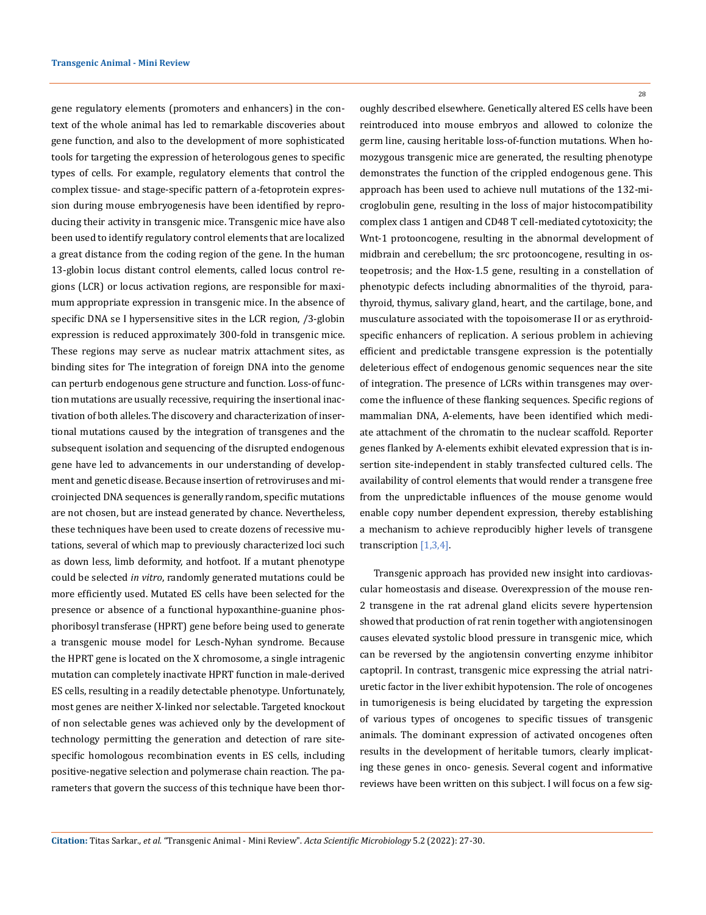gene regulatory elements (promoters and enhancers) in the context of the whole animal has led to remarkable discoveries about gene function, and also to the development of more sophisticated tools for targeting the expression of heterologous genes to specific types of cells. For example, regulatory elements that control the complex tissue- and stage-specific pattern of a-fetoprotein expression during mouse embryogenesis have been identified by reproducing their activity in transgenic mice. Transgenic mice have also been used to identify regulatory control elements that are localized a great distance from the coding region of the gene. In the human 13-globin locus distant control elements, called locus control regions (LCR) or locus activation regions, are responsible for maximum appropriate expression in transgenic mice. In the absence of specific DNA se I hypersensitive sites in the LCR region, /3-globin expression is reduced approximately 300-fold in transgenic mice. These regions may serve as nuclear matrix attachment sites, as binding sites for The integration of foreign DNA into the genome can perturb endogenous gene structure and function. Loss-of function mutations are usually recessive, requiring the insertional inactivation of both alleles. The discovery and characterization of insertional mutations caused by the integration of transgenes and the subsequent isolation and sequencing of the disrupted endogenous gene have led to advancements in our understanding of development and genetic disease. Because insertion of retroviruses and microinjected DNA sequences is generally random, specific mutations are not chosen, but are instead generated by chance. Nevertheless, these techniques have been used to create dozens of recessive mutations, several of which map to previously characterized loci such as down less, limb deformity, and hotfoot. If a mutant phenotype could be selected *in vitro*, randomly generated mutations could be more efficiently used. Mutated ES cells have been selected for the presence or absence of a functional hypoxanthine-guanine phosphoribosyl transferase (HPRT) gene before being used to generate a transgenic mouse model for Lesch-Nyhan syndrome. Because the HPRT gene is located on the X chromosome, a single intragenic mutation can completely inactivate HPRT function in male-derived ES cells, resulting in a readily detectable phenotype. Unfortunately, most genes are neither X-linked nor selectable. Targeted knockout of non selectable genes was achieved only by the development of technology permitting the generation and detection of rare site-specific homologous recombination events in ES cells, including positive-negative selection and polymerase chain reaction. The parameters that govern the success of this technique have been thoroughly described elsewhere. Genetically altered ES cells have been reintroduced into mouse embryos and allowed to colonize the germ line, causing heritable loss-of-function mutations. When homozygous transgenic mice are generated, the resulting phenotype demonstrates the function of the crippled endogenous gene. This approach has been used to achieve null mutations of the 132-microglobulin gene, resulting in the loss of major histocompatibility complex class 1 antigen and CD48 T cell-mediated cytotoxicity; the Wnt-1 protooncogene, resulting in the abnormal development of midbrain and cerebellum; the src protooncogene, resulting in osteopetrosis; and the Hox-1.5 gene, resulting in a constellation of phenotypic defects including abnormalities of the thyroid, parathyroid, thymus, salivary gland, heart, and the cartilage, bone, and musculature associated with the topoisomerase II or as erythroid-specific enhancers of replication. A serious problem in achieving efficient and predictable transgene expression is the potentially deleterious effect of endogenous genomic sequences near the site of integration. The presence of LCRs within transgenes may overcome the influence of these flanking sequences. Specific regions of mammalian DNA, A-elements, have been identified which mediate attachment of the chromatin to the nuclear scaffold. Reporter genes flanked by A-elements exhibit elevated expression that is insertion site-independent in stably transfected cultured cells. The availability of control elements that would render a transgene free from the unpredictable influences of the mouse genome would enable copy number dependent expression, thereby establishing a mechanism to achieve reproducibly higher levels of transgene transcription [1,3,4].

Transgenic approach has provided new insight into cardiovascular homeostasis and disease. Overexpression of the mouse ren-2 transgene in the rat adrenal gland elicits severe hypertension showed that production of rat renin together with angiotensinogen causes elevated systolic blood pressure in transgenic mice, which can be reversed by the angiotensin converting enzyme inhibitor captopril. In contrast, transgenic mice expressing the atrial natriuretic factor in the liver exhibit hypotension. The role of oncogenes in tumorigenesis is being elucidated by targeting the expression of various types of oncogenes to specific tissues of transgenic animals. The dominant expression of activated oncogenes often results in the development of heritable tumors, clearly implicating these genes in onco- genesis. Several cogent and informative reviews have been written on this subject. I will focus on a few sig-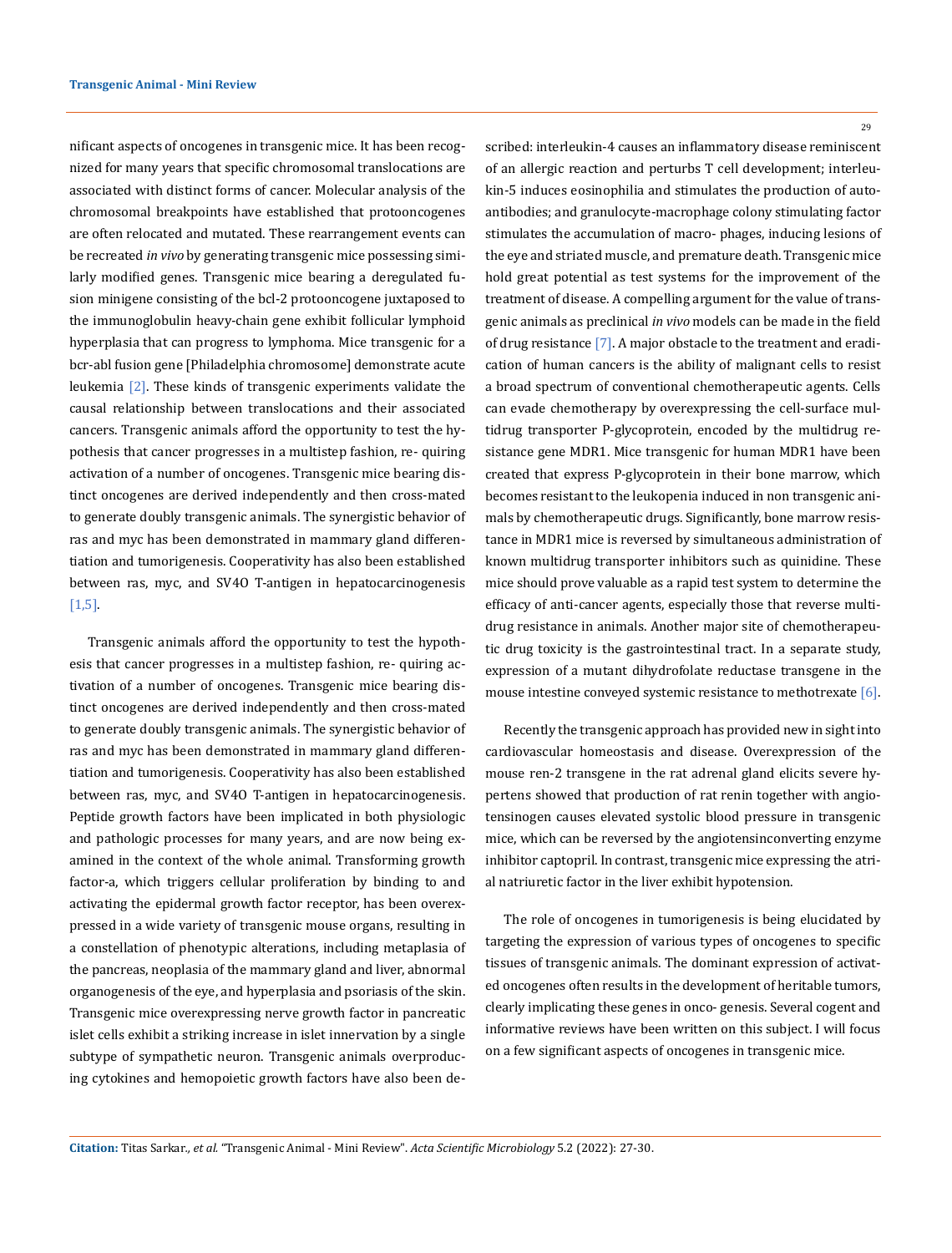nificant aspects of oncogenes in transgenic mice. It has been recognized for many years that specific chromosomal translocations are associated with distinct forms of cancer. Molecular analysis of the chromosomal breakpoints have established that protooncogenes are often relocated and mutated. These rearrangement events can be recreated *in vivo* by generating transgenic mice possessing similarly modified genes. Transgenic mice bearing a deregulated fusion minigene consisting of the bcl-2 protooncogene juxtaposed to the immunoglobulin heavy-chain gene exhibit follicular lymphoid hyperplasia that can progress to lymphoma. Mice transgenic for a bcr-abl fusion gene [Philadelphia chromosome] demonstrate acute leukemia [2]. These kinds of transgenic experiments validate the causal relationship between translocations and their associated cancers. Transgenic animals afford the opportunity to test the hypothesis that cancer progresses in a multistep fashion, re- quiring activation of a number of oncogenes. Transgenic mice bearing distinct oncogenes are derived independently and then cross-mated to generate doubly transgenic animals. The synergistic behavior of ras and myc has been demonstrated in mammary gland differentiation and tumorigenesis. Cooperativity has also been established between ras, myc, and SV4O T-antigen in hepatocarcinogenesis [1,5].

Transgenic animals afford the opportunity to test the hypothesis that cancer progresses in a multistep fashion, re- quiring activation of a number of oncogenes. Transgenic mice bearing distinct oncogenes are derived independently and then cross-mated to generate doubly transgenic animals. The synergistic behavior of ras and myc has been demonstrated in mammary gland differentiation and tumorigenesis. Cooperativity has also been established between ras, myc, and SV4O T-antigen in hepatocarcinogenesis. Peptide growth factors have been implicated in both physiologic and pathologic processes for many years, and are now being examined in the context of the whole animal. Transforming growth factor-a, which triggers cellular proliferation by binding to and activating the epidermal growth factor receptor, has been overexpressed in a wide variety of transgenic mouse organs, resulting in a constellation of phenotypic alterations, including metaplasia of the pancreas, neoplasia of the mammary gland and liver, abnormal organogenesis of the eye, and hyperplasia and psoriasis of the skin. Transgenic mice overexpressing nerve growth factor in pancreatic islet cells exhibit a striking increase in islet innervation by a single subtype of sympathetic neuron. Transgenic animals overproducing cytokines and hemopoietic growth factors have also been described: interleukin-4 causes an inflammatory disease reminiscent of an allergic reaction and perturbs T cell development; interleukin-5 induces eosinophilia and stimulates the production of autoantibodies; and granulocyte-macrophage colony stimulating factor stimulates the accumulation of macro- phages, inducing lesions of the eye and striated muscle, and premature death. Transgenic mice hold great potential as test systems for the improvement of the treatment of disease. A compelling argument for the value of transgenic animals as preclinical *in vivo* models can be made in the field of drug resistance [7]. A major obstacle to the treatment and eradication of human cancers is the ability of malignant cells to resist a broad spectrum of conventional chemotherapeutic agents. Cells can evade chemotherapy by overexpressing the cell-surface multidrug transporter P-glycoprotein, encoded by the multidrug resistance gene MDR1. Mice transgenic for human MDR1 have been created that express P-glycoprotein in their bone marrow, which becomes resistant to the leukopenia induced in non transgenic animals by chemotherapeutic drugs. Significantly, bone marrow resistance in MDR1 mice is reversed by simultaneous administration of known multidrug transporter inhibitors such as quinidine. These mice should prove valuable as a rapid test system to determine the efficacy of anti-cancer agents, especially those that reverse multidrug resistance in animals. Another major site of chemotherapeutic drug toxicity is the gastrointestinal tract. In a separate study, expression of a mutant dihydrofolate reductase transgene in the mouse intestine conveyed systemic resistance to methotrexate [6].

Recently the transgenic approach has provided new in sight into cardiovascular homeostasis and disease. Overexpression of the mouse ren-2 transgene in the rat adrenal gland elicits severe hypertens showed that production of rat renin together with angiotensinogen causes elevated systolic blood pressure in transgenic mice, which can be reversed by the angiotensinconverting enzyme inhibitor captopril. In contrast, transgenic mice expressing the atrial natriuretic factor in the liver exhibit hypotension.

The role of oncogenes in tumorigenesis is being elucidated by targeting the expression of various types of oncogenes to specific tissues of transgenic animals. The dominant expression of activated oncogenes often results in the development of heritable tumors, clearly implicating these genes in onco- genesis. Several cogent and informative reviews have been written on this subject. I will focus on a few significant aspects of oncogenes in transgenic mice.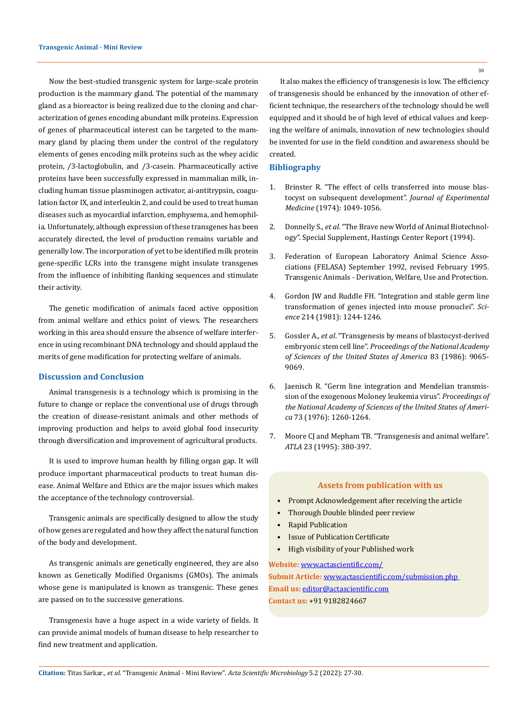Now the best-studied transgenic system for large-scale protein production is the mammary gland. The potential of the mammary gland as a bioreactor is being realized due to the cloning and characterization of genes encoding abundant milk proteins. Expression of genes of pharmaceutical interest can be targeted to the mammary gland by placing them under the control of the regulatory elements of genes encoding milk proteins such as the whey acidic protein, /3-lactoglobulin, and /3-casein. Pharmaceutically active proteins have been successfully expressed in mammalian milk, including human tissue plasminogen activator, ai-antitrypsin, coagulation factor IX, and interleukin 2, and could be used to treat human diseases such as myocardial infarction, emphysema, and hemophilia. Unfortunately, although expression of these transgenes has been accurately directed, the level of production remains variable and generally low. The incorporation of yet to be identified milk protein gene-specific LCRs into the transgene might insulate transgenes from the influence of inhibiting flanking sequences and stimulate their activity.

The genetic modification of animals faced active opposition from animal welfare and ethics point of views. The researchers working in this area should ensure the absence of welfare interference in using recombinant DNA technology and should applaud the merits of gene modification for protecting welfare of animals.

## Discussion and Conclusion

Animal transgenesis is a technology which is promising in the future to change or replace the conventional use of drugs through the creation of disease-resistant animals and other methods of improving production and helps to avoid global food insecurity through diversification and improvement of agricultural products.

It is used to improve human health by filling organ gap. It will produce important pharmaceutical products to treat human disease. Animal Welfare and Ethics are the major issues which makes the acceptance of the technology controversial.

Transgenic animals are specifically designed to allow the study of how genes are regulated and how they affect the natural function of the body and development.

As transgenic animals are genetically engineered, they are also known as Genetically Modified Organisms (GMOs). The animals whose gene is manipulated is known as transgenic. These genes are passed on to the successive generations.

Transgenesis have a huge aspect in a wide variety of fields. It can provide animal models of human disease to help researcher to find new treatment and application.

It also makes the efficiency of transgenesis is low. The efficiency of transgenesis should be enhanced by the innovation of other efficient technique, the researchers of the technology should be well equipped and it should be of high level of ethical values and keeping the welfare of animals, innovation of new technologies should be invented for use in the field condition and awareness should be created.

## Bibliography

1. Brinster R. "The effect of cells transferred into mouse blastocyst on subsequent development". *Journal of Experimental Medicine* (1974): 1049-1056.
2. Donnelly S., *et al*. "The Brave new World of Animal Biotechnology". Special Supplement, Hastings Center Report (1994).
3. Federation of European Laboratory Animal Science Associations (FELASA) September 1992, revised February 1995. Transgenic Animals - Derivation, Welfare, Use and Protection.
4. Gordon JW and Ruddle FH. "Integration and stable germ line transformation of genes injected into mouse pronuclei". *Science* 214 (1981): 1244-1246.
5. Gossler A., *et al*. "Transgenesis by means of blastocyst-derived embryonic stem cell line". *Proceedings of the National Academy of Sciences of the United States of America* 83 (1986): 9065-9069.
6. Jaenisch R. "Germ line integration and Mendelian transmission of the exogenous Moloney leukemia virus". *Proceedings of the National Academy of Sciences of the United States of America* 73 (1976): 1260-1264.
7. Moore CJ and Mepham TB. "Transgenesis and animal welfare". *ATLA* 23 (1995): 380-397.

**Assets from publication with us**

- Prompt Acknowledgement after receiving the article
- Thorough Double blinded peer review
- Rapid Publication
- Issue of Publication Certificate
- High visibility of your Published work

**Website:** www.actascientific.com/
**Submit Article:** www.actascientific.com/submission.php
**Email us:** editor@actascientific.com
**Contact us:** +91 9182824667